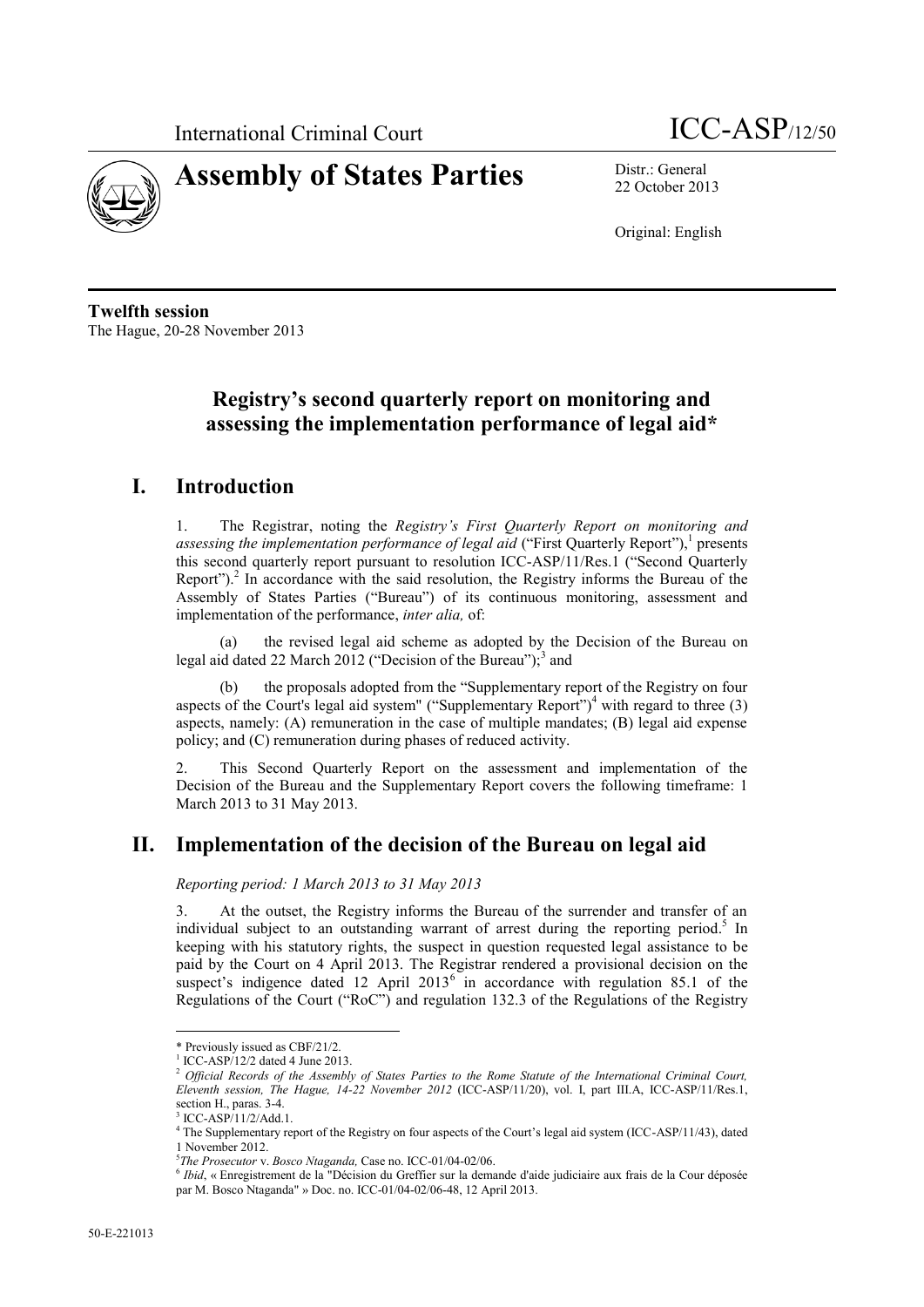International Criminal Court

ICC-ASP/12/50

# Assembly of States Parties

Distr.: General
22 October 2013

Original: English

**Twelfth session**
The Hague, 20-28 November 2013

## Registry's second quarterly report on monitoring and assessing the implementation performance of legal aid*

## I. Introduction

1. The Registrar, noting the *Registry's First Quarterly Report on monitoring and assessing the implementation performance of legal aid* ("First Quarterly Report"),[1] presents this second quarterly report pursuant to resolution ICC-ASP/11/Res.1 ("Second Quarterly Report").[2] In accordance with the said resolution, the Registry informs the Bureau of the Assembly of States Parties ("Bureau") of its continuous monitoring, assessment and implementation of the performance, *inter alia,* of:

(a) the revised legal aid scheme as adopted by the Decision of the Bureau on legal aid dated 22 March 2012 ("Decision of the Bureau");[3] and

(b) the proposals adopted from the "Supplementary report of the Registry on four aspects of the Court's legal aid system" ("Supplementary Report")[4] with regard to three (3) aspects, namely: (A) remuneration in the case of multiple mandates; (B) legal aid expense policy; and (C) remuneration during phases of reduced activity.

2. This Second Quarterly Report on the assessment and implementation of the Decision of the Bureau and the Supplementary Report covers the following timeframe: 1 March 2013 to 31 May 2013.

## II. Implementation of the decision of the Bureau on legal aid

*Reporting period: 1 March 2013 to 31 May 2013*

3. At the outset, the Registry informs the Bureau of the surrender and transfer of an individual subject to an outstanding warrant of arrest during the reporting period.[5] In keeping with his statutory rights, the suspect in question requested legal assistance to be paid by the Court on 4 April 2013. The Registrar rendered a provisional decision on the suspect's indigence dated 12 April 2013[6] in accordance with regulation 85.1 of the Regulations of the Court ("RoC") and regulation 132.3 of the Regulations of the Registry

---

\* Previously issued as CBF/21/2.

[1] ICC-ASP/12/2 dated 4 June 2013.

[2] *Official Records of the Assembly of States Parties to the Rome Statute of the International Criminal Court, Eleventh session, The Hague, 14-22 November 2012* (ICC-ASP/11/20), vol. I, part III.A, ICC-ASP/11/Res.1, section H., paras. 3-4.

[3] ICC-ASP/11/2/Add.1.

[4] The Supplementary report of the Registry on four aspects of the Court's legal aid system (ICC-ASP/11/43), dated 1 November 2012.

[5] *The Prosecutor* v. *Bosco Ntaganda,* Case no. ICC-01/04-02/06.

[6] *Ibid*, « Enregistrement de la "Décision du Greffier sur la demande d'aide judiciaire aux frais de la Cour déposée par M. Bosco Ntaganda" » Doc. no. ICC-01/04-02/06-48, 12 April 2013.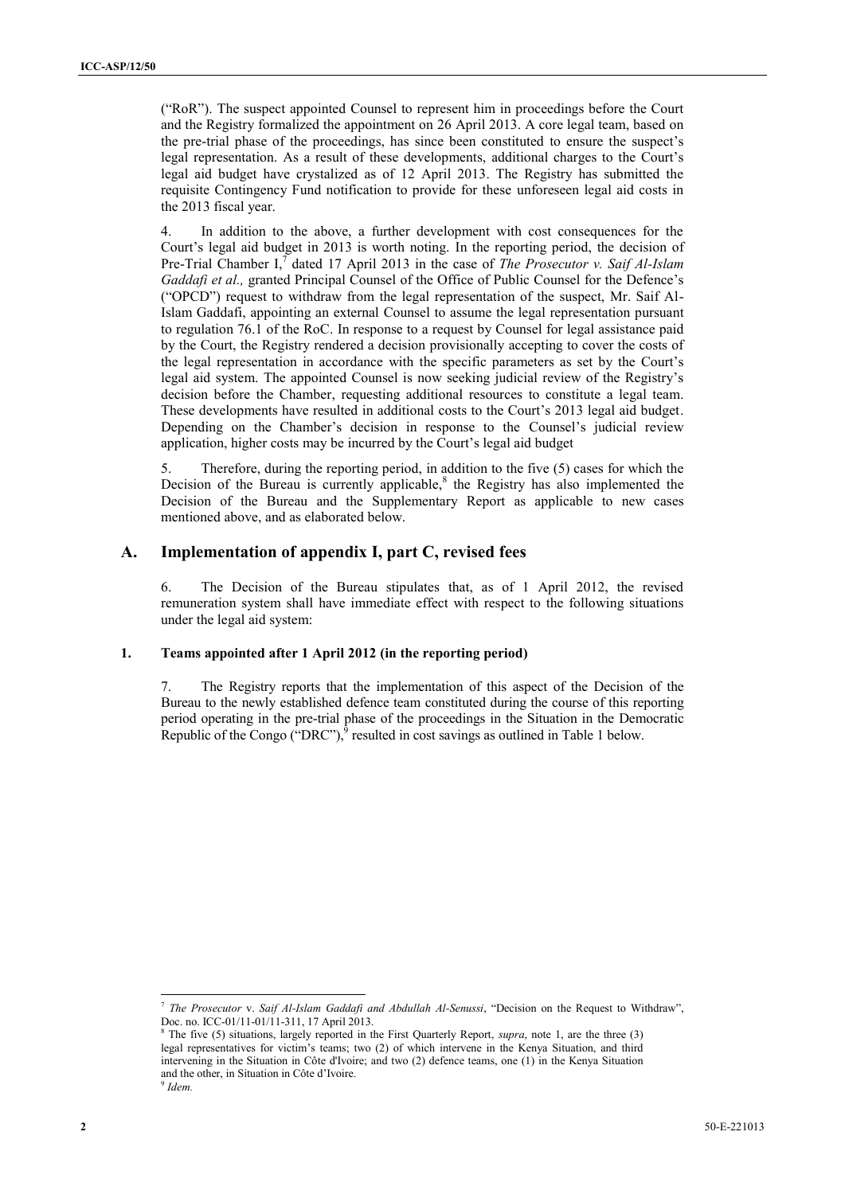("RoR"). The suspect appointed Counsel to represent him in proceedings before the Court and the Registry formalized the appointment on 26 April 2013. A core legal team, based on the pre-trial phase of the proceedings, has since been constituted to ensure the suspect's legal representation. As a result of these developments, additional charges to the Court's legal aid budget have crystalized as of 12 April 2013. The Registry has submitted the requisite Contingency Fund notification to provide for these unforeseen legal aid costs in the 2013 fiscal year.

4. In addition to the above, a further development with cost consequences for the Court's legal aid budget in 2013 is worth noting. In the reporting period, the decision of Pre-Trial Chamber I,[7] dated 17 April 2013 in the case of *The Prosecutor v. Saif Al-Islam Gaddafi et al.,* granted Principal Counsel of the Office of Public Counsel for the Defence's ("OPCD") request to withdraw from the legal representation of the suspect, Mr. Saif Al-Islam Gaddafi, appointing an external Counsel to assume the legal representation pursuant to regulation 76.1 of the RoC. In response to a request by Counsel for legal assistance paid by the Court, the Registry rendered a decision provisionally accepting to cover the costs of the legal representation in accordance with the specific parameters as set by the Court's legal aid system. The appointed Counsel is now seeking judicial review of the Registry's decision before the Chamber, requesting additional resources to constitute a legal team. These developments have resulted in additional costs to the Court's 2013 legal aid budget. Depending on the Chamber's decision in response to the Counsel's judicial review application, higher costs may be incurred by the Court's legal aid budget

5. Therefore, during the reporting period, in addition to the five (5) cases for which the Decision of the Bureau is currently applicable,[8] the Registry has also implemented the Decision of the Bureau and the Supplementary Report as applicable to new cases mentioned above, and as elaborated below.

## A. Implementation of appendix I, part C, revised fees

6. The Decision of the Bureau stipulates that, as of 1 April 2012, the revised remuneration system shall have immediate effect with respect to the following situations under the legal aid system:

### 1. Teams appointed after 1 April 2012 (in the reporting period)

7. The Registry reports that the implementation of this aspect of the Decision of the Bureau to the newly established defence team constituted during the course of this reporting period operating in the pre-trial phase of the proceedings in the Situation in the Democratic Republic of the Congo ("DRC"),[9] resulted in cost savings as outlined in Table 1 below.

---

[7] *The Prosecutor* v. *Saif Al-Islam Gaddafi and Abdullah Al-Senussi*, "Decision on the Request to Withdraw", Doc. no. ICC-01/11-01/11-311, 17 April 2013.

[8] The five (5) situations, largely reported in the First Quarterly Report, *supra*, note 1, are the three (3) legal representatives for victim's teams; two (2) of which intervene in the Kenya Situation, and third intervening in the Situation in Côte d'Ivoire; and two (2) defence teams, one (1) in the Kenya Situation and the other, in Situation in Côte d'Ivoire.

[9] *Idem.*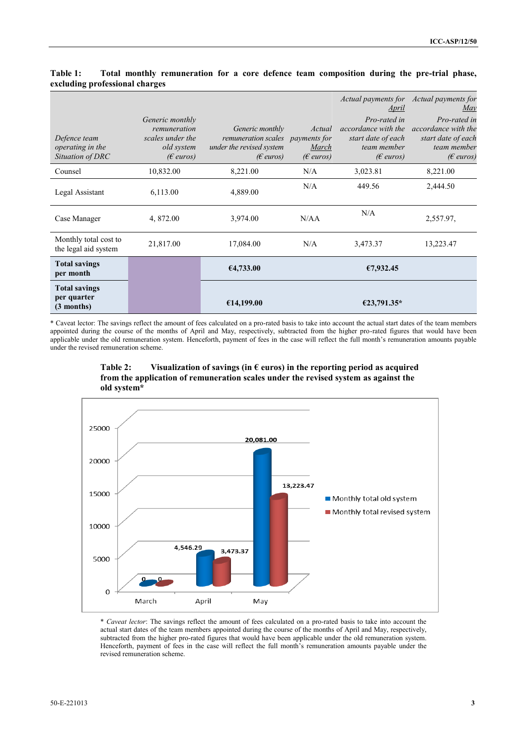**Table 1: Total monthly remuneration for a core defence team composition during the pre-trial phase, excluding professional charges**

| *Defence team operating in the Situation of DRC* | *Generic monthly remuneration scales under the old system (€ euros)* | *Generic monthly remuneration scales under the revised system (€ euros)* | *Actual payments for March (€ euros)* | *Actual payments for April* *Pro-rated in accordance with the start date of each team member (€ euros)* | *Actual payments for May* *Pro-rated in accordance with the start date of each team member (€ euros)* |
|---|---|---|---|---|---|
| Counsel | 10,832.00 | 8,221.00 | N/A | 3,023.81 | 8,221.00 |
| Legal Assistant | 6,113.00 | 4,889.00 | N/A | 449.56 | 2,444.50 |
| Case Manager | 4, 872.00 | 3,974.00 | N/AA | N/A | 2,557.97, |
| Monthly total cost to the legal aid system | 21,817.00 | 17,084.00 | N/A | 3,473.37 | 13,223.47 |
| **Total savings per month** | | **€4,733.00** | | **€7,932.45** | |
| **Total savings per quarter (3 months)** | | **€14,199.00** | | **€23,791.35*** | |

\* Caveat lector: The savings reflect the amount of fees calculated on a pro-rated basis to take into account the actual start dates of the team members appointed during the course of the months of April and May, respectively, subtracted from the higher pro-rated figures that would have been applicable under the old remuneration system. Henceforth, payment of fees in the case will reflect the full month's remuneration amounts payable under the revised remuneration scheme.

**Table 2: Visualization of savings (in € euros) in the reporting period as acquired from the application of remuneration scales under the revised system as against the old system***

| | Monthly total old system | Monthly total revised system |
|---|---|---|
| March | 0 | 0 |
| April | 4,546.29 | 3,473.37 |
| May | 20,081.00 | 13,223.47 |

\* *Caveat lector*: The savings reflect the amount of fees calculated on a pro-rated basis to take into account the actual start dates of the team members appointed during the course of the months of April and May, respectively, subtracted from the higher pro-rated figures that would have been applicable under the old remuneration system. Henceforth, payment of fees in the case will reflect the full month's remuneration amounts payable under the revised remuneration scheme.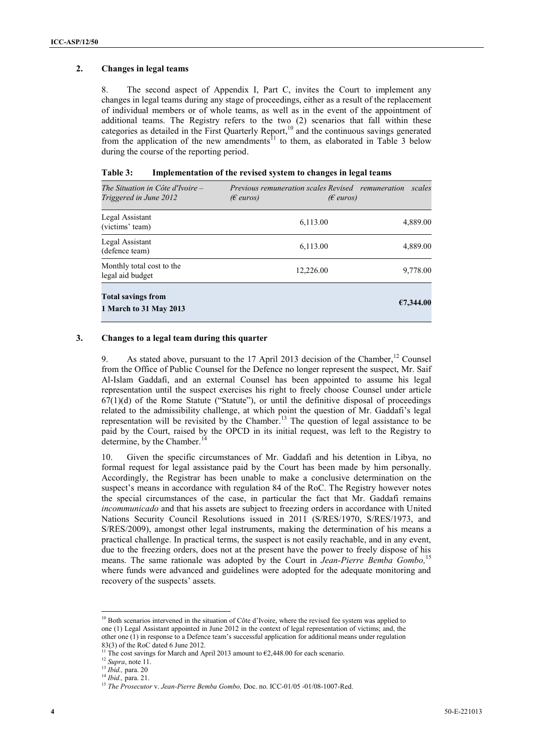## 2. Changes in legal teams

8. The second aspect of Appendix I, Part C, invites the Court to implement any changes in legal teams during any stage of proceedings, either as a result of the replacement of individual members or of whole teams, as well as in the event of the appointment of additional teams. The Registry refers to the two (2) scenarios that fall within these categories as detailed in the First Quarterly Report,[10] and the continuous savings generated from the application of the new amendments[11] to them, as elaborated in Table 3 below during the course of the reporting period.

**Table 3: Implementation of the revised system to changes in legal teams**

| *The Situation in Côte d'Ivoire – Triggered in June 2012* | *Previous remuneration scales (€ euros)* | *Revised remuneration scales (€ euros)* |
|---|---|---|
| Legal Assistant (victims' team) | 6,113.00 | 4,889.00 |
| Legal Assistant (defence team) | 6,113.00 | 4,889.00 |
| Monthly total cost to the legal aid budget | 12,226.00 | 9,778.00 |
| **Total savings from 1 March to 31 May 2013** | | **€7,344.00** |

## 3. Changes to a legal team during this quarter

9. As stated above, pursuant to the 17 April 2013 decision of the Chamber,[12] Counsel from the Office of Public Counsel for the Defence no longer represent the suspect, Mr. Saif Al-Islam Gaddafi, and an external Counsel has been appointed to assume his legal representation until the suspect exercises his right to freely choose Counsel under article 67(1)(d) of the Rome Statute ("Statute"), or until the definitive disposal of proceedings related to the admissibility challenge, at which point the question of Mr. Gaddafi's legal representation will be revisited by the Chamber.[13] The question of legal assistance to be paid by the Court, raised by the OPCD in its initial request, was left to the Registry to determine, by the Chamber.[14]

10. Given the specific circumstances of Mr. Gaddafi and his detention in Libya, no formal request for legal assistance paid by the Court has been made by him personally. Accordingly, the Registrar has been unable to make a conclusive determination on the suspect's means in accordance with regulation 84 of the RoC. The Registry however notes the special circumstances of the case, in particular the fact that Mr. Gaddafi remains *incommunicado* and that his assets are subject to freezing orders in accordance with United Nations Security Council Resolutions issued in 2011 (S/RES/1970, S/RES/1973, and S/RES/2009), amongst other legal instruments, making the determination of his means a practical challenge. In practical terms, the suspect is not easily reachable, and in any event, due to the freezing orders, does not at the present have the power to freely dispose of his means. The same rationale was adopted by the Court in *Jean-Pierre Bemba Gombo,*[15] where funds were advanced and guidelines were adopted for the adequate monitoring and recovery of the suspects' assets.

---

[10] Both scenarios intervened in the situation of Côte d'Ivoire, where the revised fee system was applied to one (1) Legal Assistant appointed in June 2012 in the context of legal representation of victims; and, the other one (1) in response to a Defence team's successful application for additional means under regulation 83(3) of the RoC dated 6 June 2012.

[11] The cost savings for March and April 2013 amount to €2,448.00 for each scenario.

[12] *Supra*, note 11.

[13] *Ibid.,* para. 20

[14] *Ibid.,* para. 21.

[15] *The Prosecutor* v. *Jean-Pierre Bemba Gombo,* Doc. no. ICC-01/05 -01/08-1007-Red.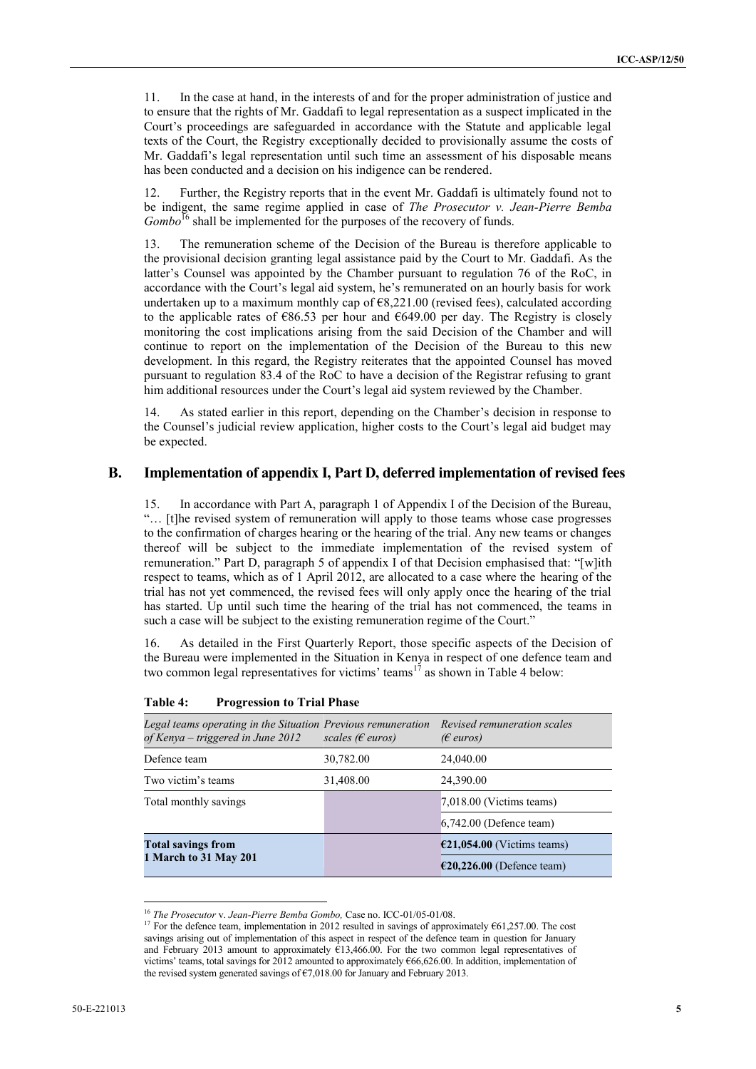11. In the case at hand, in the interests of and for the proper administration of justice and to ensure that the rights of Mr. Gaddafi to legal representation as a suspect implicated in the Court's proceedings are safeguarded in accordance with the Statute and applicable legal texts of the Court, the Registry exceptionally decided to provisionally assume the costs of Mr. Gaddafi's legal representation until such time an assessment of his disposable means has been conducted and a decision on his indigence can be rendered.

12. Further, the Registry reports that in the event Mr. Gaddafi is ultimately found not to be indigent, the same regime applied in case of *The Prosecutor v. Jean-Pierre Bemba Gombo*[16] shall be implemented for the purposes of the recovery of funds.

13. The remuneration scheme of the Decision of the Bureau is therefore applicable to the provisional decision granting legal assistance paid by the Court to Mr. Gaddafi. As the latter's Counsel was appointed by the Chamber pursuant to regulation 76 of the RoC, in accordance with the Court's legal aid system, he's remunerated on an hourly basis for work undertaken up to a maximum monthly cap of €8,221.00 (revised fees), calculated according to the applicable rates of €86.53 per hour and €649.00 per day. The Registry is closely monitoring the cost implications arising from the said Decision of the Chamber and will continue to report on the implementation of the Decision of the Bureau to this new development. In this regard, the Registry reiterates that the appointed Counsel has moved pursuant to regulation 83.4 of the RoC to have a decision of the Registrar refusing to grant him additional resources under the Court's legal aid system reviewed by the Chamber.

14. As stated earlier in this report, depending on the Chamber's decision in response to the Counsel's judicial review application, higher costs to the Court's legal aid budget may be expected.

## B. Implementation of appendix I, Part D, deferred implementation of revised fees

15. In accordance with Part A, paragraph 1 of Appendix I of the Decision of the Bureau, "… [t]he revised system of remuneration will apply to those teams whose case progresses to the confirmation of charges hearing or the hearing of the trial. Any new teams or changes thereof will be subject to the immediate implementation of the revised system of remuneration." Part D, paragraph 5 of appendix I of that Decision emphasised that: "[w]ith respect to teams, which as of 1 April 2012, are allocated to a case where the hearing of the trial has not yet commenced, the revised fees will only apply once the hearing of the trial has started. Up until such time the hearing of the trial has not commenced, the teams in such a case will be subject to the existing remuneration regime of the Court."

16. As detailed in the First Quarterly Report, those specific aspects of the Decision of the Bureau were implemented in the Situation in Kenya in respect of one defence team and two common legal representatives for victims' teams[17] as shown in Table 4 below:

**Table 4: Progression to Trial Phase**

| *Legal teams operating in the Situation of Kenya – triggered in June 2012* | *Previous remuneration scales (€ euros)* | *Revised remuneration scales (€ euros)* |
|---|---|---|
| Defence team | 30,782.00 | 24,040.00 |
| Two victim's teams | 31,408.00 | 24,390.00 |
| Total monthly savings | | 7,018.00 (Victims teams) |
| | | 6,742.00 (Defence team) |
| **Total savings from 1 March to 31 May 201** | | **€21,054.00** (Victims teams) |
| | | **€20,226.00** (Defence team) |

---

[16] *The Prosecutor* v. *Jean-Pierre Bemba Gombo,* Case no. ICC-01/05-01/08.

[17] For the defence team, implementation in 2012 resulted in savings of approximately €61,257.00. The cost savings arising out of implementation of this aspect in respect of the defence team in question for January and February 2013 amount to approximately €13,466.00. For the two common legal representatives of victims' teams, total savings for 2012 amounted to approximately €66,626.00. In addition, implementation of the revised system generated savings of €7,018.00 for January and February 2013.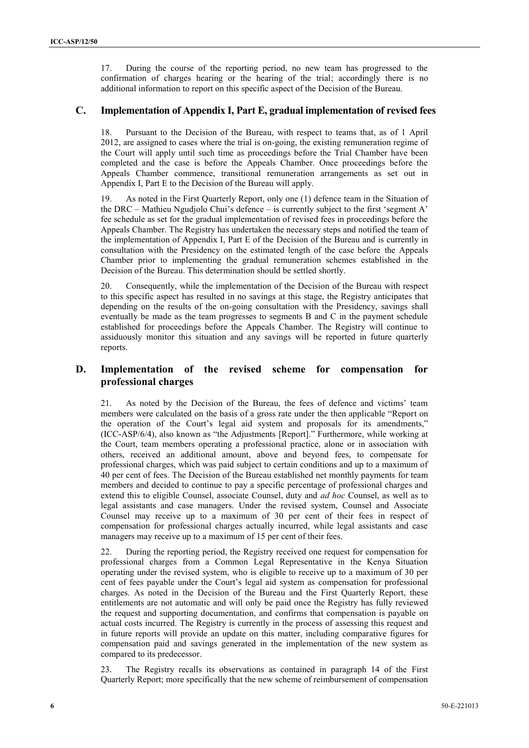17. During the course of the reporting period, no new team has progressed to the confirmation of charges hearing or the hearing of the trial; accordingly there is no additional information to report on this specific aspect of the Decision of the Bureau.

## C. Implementation of Appendix I, Part E, gradual implementation of revised fees

18. Pursuant to the Decision of the Bureau, with respect to teams that, as of 1 April 2012, are assigned to cases where the trial is on-going, the existing remuneration regime of the Court will apply until such time as proceedings before the Trial Chamber have been completed and the case is before the Appeals Chamber. Once proceedings before the Appeals Chamber commence, transitional remuneration arrangements as set out in Appendix I, Part E to the Decision of the Bureau will apply.

19. As noted in the First Quarterly Report, only one (1) defence team in the Situation of the DRC – Mathieu Ngudjolo Chui's defence – is currently subject to the first 'segment A' fee schedule as set for the gradual implementation of revised fees in proceedings before the Appeals Chamber. The Registry has undertaken the necessary steps and notified the team of the implementation of Appendix I, Part E of the Decision of the Bureau and is currently in consultation with the Presidency on the estimated length of the case before the Appeals Chamber prior to implementing the gradual remuneration schemes established in the Decision of the Bureau. This determination should be settled shortly.

20. Consequently, while the implementation of the Decision of the Bureau with respect to this specific aspect has resulted in no savings at this stage, the Registry anticipates that depending on the results of the on-going consultation with the Presidency, savings shall eventually be made as the team progresses to segments B and C in the payment schedule established for proceedings before the Appeals Chamber. The Registry will continue to assiduously monitor this situation and any savings will be reported in future quarterly reports.

## D. Implementation of the revised scheme for compensation for professional charges

21. As noted by the Decision of the Bureau, the fees of defence and victims' team members were calculated on the basis of a gross rate under the then applicable "Report on the operation of the Court's legal aid system and proposals for its amendments," (ICC-ASP/6/4), also known as "the Adjustments [Report]." Furthermore, while working at the Court, team members operating a professional practice, alone or in association with others, received an additional amount, above and beyond fees, to compensate for professional charges, which was paid subject to certain conditions and up to a maximum of 40 per cent of fees. The Decision of the Bureau established net monthly payments for team members and decided to continue to pay a specific percentage of professional charges and extend this to eligible Counsel, associate Counsel, duty and *ad hoc* Counsel, as well as to legal assistants and case managers. Under the revised system, Counsel and Associate Counsel may receive up to a maximum of 30 per cent of their fees in respect of compensation for professional charges actually incurred, while legal assistants and case managers may receive up to a maximum of 15 per cent of their fees.

22. During the reporting period, the Registry received one request for compensation for professional charges from a Common Legal Representative in the Kenya Situation operating under the revised system, who is eligible to receive up to a maximum of 30 per cent of fees payable under the Court's legal aid system as compensation for professional charges. As noted in the Decision of the Bureau and the First Quarterly Report, these entitlements are not automatic and will only be paid once the Registry has fully reviewed the request and supporting documentation, and confirms that compensation is payable on actual costs incurred. The Registry is currently in the process of assessing this request and in future reports will provide an update on this matter, including comparative figures for compensation paid and savings generated in the implementation of the new system as compared to its predecessor.

23. The Registry recalls its observations as contained in paragraph 14 of the First Quarterly Report; more specifically that the new scheme of reimbursement of compensation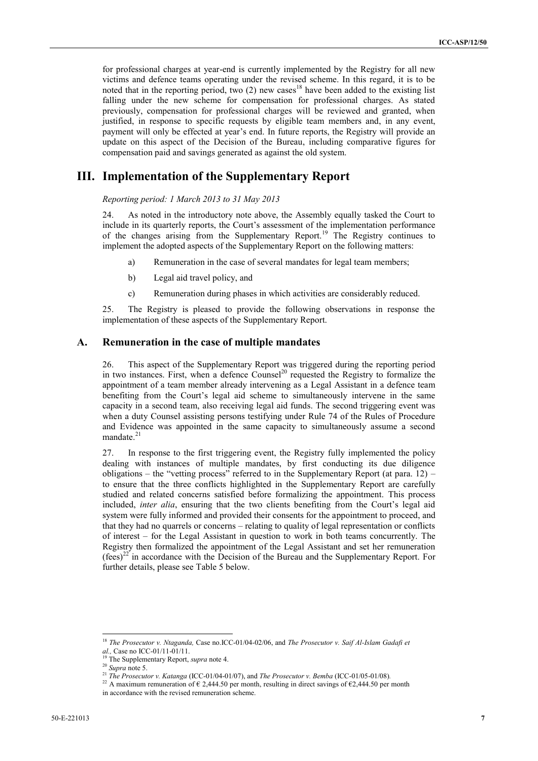for professional charges at year-end is currently implemented by the Registry for all new victims and defence teams operating under the revised scheme. In this regard, it is to be noted that in the reporting period, two (2) new cases[18] have been added to the existing list falling under the new scheme for compensation for professional charges. As stated previously, compensation for professional charges will be reviewed and granted, when justified, in response to specific requests by eligible team members and, in any event, payment will only be effected at year's end. In future reports, the Registry will provide an update on this aspect of the Decision of the Bureau, including comparative figures for compensation paid and savings generated as against the old system.

# III. Implementation of the Supplementary Report

*Reporting period: 1 March 2013 to 31 May 2013*

24. As noted in the introductory note above, the Assembly equally tasked the Court to include in its quarterly reports, the Court's assessment of the implementation performance of the changes arising from the Supplementary Report.[19] The Registry continues to implement the adopted aspects of the Supplementary Report on the following matters:

a) Remuneration in the case of several mandates for legal team members;

b) Legal aid travel policy, and

c) Remuneration during phases in which activities are considerably reduced.

25. The Registry is pleased to provide the following observations in response the implementation of these aspects of the Supplementary Report.

## A. Remuneration in the case of multiple mandates

26. This aspect of the Supplementary Report was triggered during the reporting period in two instances. First, when a defence Counsel[20] requested the Registry to formalize the appointment of a team member already intervening as a Legal Assistant in a defence team benefiting from the Court's legal aid scheme to simultaneously intervene in the same capacity in a second team, also receiving legal aid funds. The second triggering event was when a duty Counsel assisting persons testifying under Rule 74 of the Rules of Procedure and Evidence was appointed in the same capacity to simultaneously assume a second mandate.[21]

27. In response to the first triggering event, the Registry fully implemented the policy dealing with instances of multiple mandates, by first conducting its due diligence obligations – the "vetting process" referred to in the Supplementary Report (at para. 12) – to ensure that the three conflicts highlighted in the Supplementary Report are carefully studied and related concerns satisfied before formalizing the appointment. This process included, *inter alia*, ensuring that the two clients benefiting from the Court's legal aid system were fully informed and provided their consents for the appointment to proceed, and that they had no quarrels or concerns – relating to quality of legal representation or conflicts of interest – for the Legal Assistant in question to work in both teams concurrently. The Registry then formalized the appointment of the Legal Assistant and set her remuneration (fees)[22] in accordance with the Decision of the Bureau and the Supplementary Report. For further details, please see Table 5 below.

---

[18] *The Prosecutor v. Ntaganda,* Case no.ICC-01/04-02/06, and *The Prosecutor v. Saif Al-Islam Gadafi et al.,* Case no ICC-01/11-01/11.

[19] The Supplementary Report, *supra* note 4.

[20] *Supra* note 5.

[21] *The Prosecutor v. Katanga* (ICC-01/04-01/07), and *The Prosecutor v. Bemba* (ICC-01/05-01/08).

[22] A maximum remuneration of € 2,444.50 per month, resulting in direct savings of €2,444.50 per month in accordance with the revised remuneration scheme.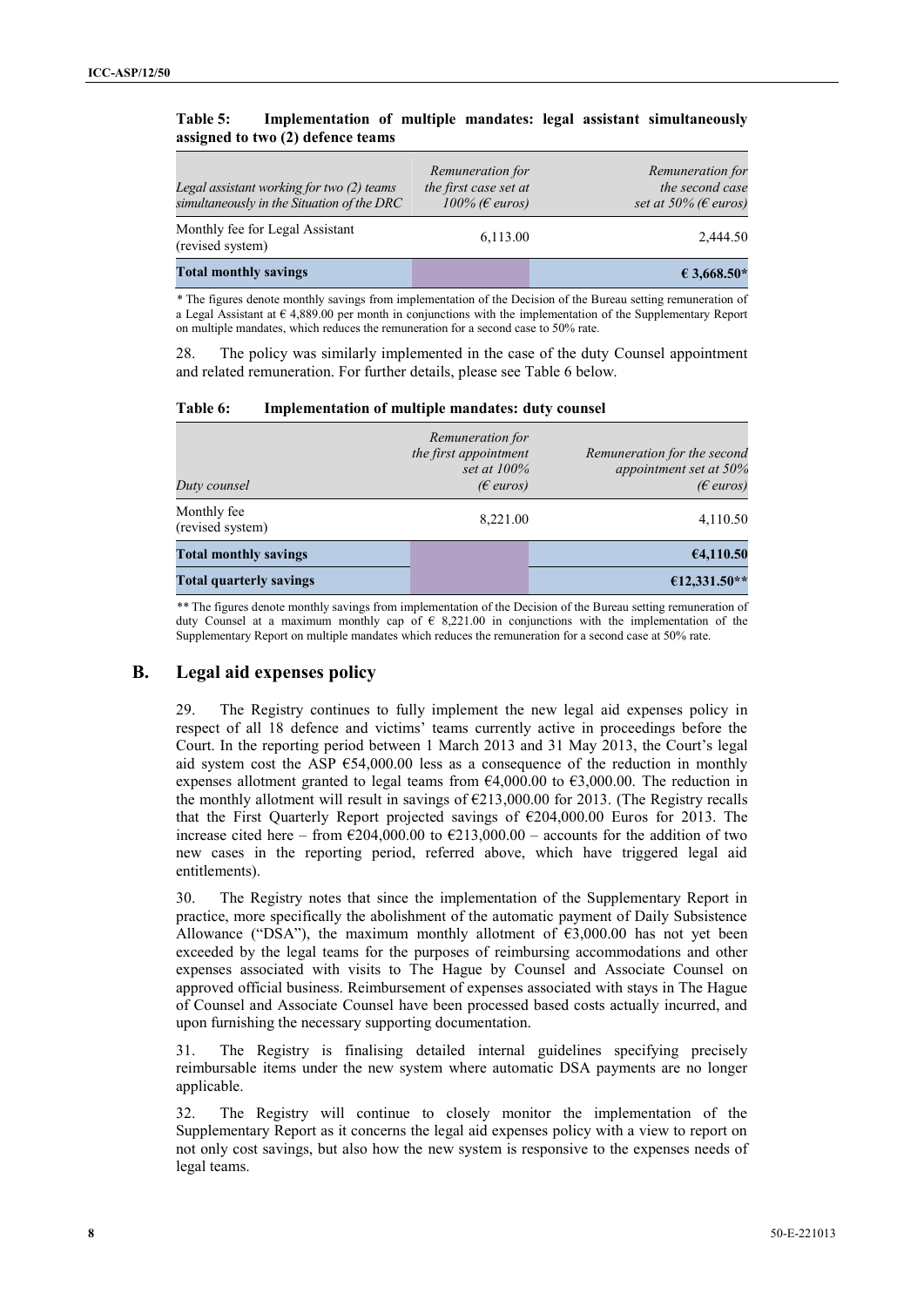**Table 5: Implementation of multiple mandates: legal assistant simultaneously assigned to two (2) defence teams**

| *Legal assistant working for two (2) teams simultaneously in the Situation of the DRC* | *Remuneration for the first case set at 100% (€ euros)* | *Remuneration for the second case set at 50% (€ euros)* |
|---|---|---|
| Monthly fee for Legal Assistant (revised system) | 6,113.00 | 2,444.50 |
| **Total monthly savings** | | **€ 3,668.50*** |

\* The figures denote monthly savings from implementation of the Decision of the Bureau setting remuneration of a Legal Assistant at € 4,889.00 per month in conjunctions with the implementation of the Supplementary Report on multiple mandates, which reduces the remuneration for a second case to 50% rate.

28. The policy was similarly implemented in the case of the duty Counsel appointment and related remuneration. For further details, please see Table 6 below.

**Table 6: Implementation of multiple mandates: duty counsel**

| *Duty counsel* | *Remuneration for the first appointment set at 100% (€ euros)* | *Remuneration for the second appointment set at 50% (€ euros)* |
|---|---|---|
| Monthly fee (revised system) | 8,221.00 | 4,110.50 |
| **Total monthly savings** | | **€4,110.50** |
| **Total quarterly savings** | | **€12,331.50**** |

\*\* The figures denote monthly savings from implementation of the Decision of the Bureau setting remuneration of duty Counsel at a maximum monthly cap of € 8,221.00 in conjunctions with the implementation of the Supplementary Report on multiple mandates which reduces the remuneration for a second case at 50% rate.

## B. Legal aid expenses policy

29. The Registry continues to fully implement the new legal aid expenses policy in respect of all 18 defence and victims' teams currently active in proceedings before the Court. In the reporting period between 1 March 2013 and 31 May 2013, the Court's legal aid system cost the ASP €54,000.00 less as a consequence of the reduction in monthly expenses allotment granted to legal teams from €4,000.00 to €3,000.00. The reduction in the monthly allotment will result in savings of €213,000.00 for 2013. (The Registry recalls that the First Quarterly Report projected savings of €204,000.00 Euros for 2013. The increase cited here – from €204,000.00 to €213,000.00 – accounts for the addition of two new cases in the reporting period, referred above, which have triggered legal aid entitlements).

30. The Registry notes that since the implementation of the Supplementary Report in practice, more specifically the abolishment of the automatic payment of Daily Subsistence Allowance ("DSA"), the maximum monthly allotment of €3,000.00 has not yet been exceeded by the legal teams for the purposes of reimbursing accommodations and other expenses associated with visits to The Hague by Counsel and Associate Counsel on approved official business. Reimbursement of expenses associated with stays in The Hague of Counsel and Associate Counsel have been processed based costs actually incurred, and upon furnishing the necessary supporting documentation.

31. The Registry is finalising detailed internal guidelines specifying precisely reimbursable items under the new system where automatic DSA payments are no longer applicable.

32. The Registry will continue to closely monitor the implementation of the Supplementary Report as it concerns the legal aid expenses policy with a view to report on not only cost savings, but also how the new system is responsive to the expenses needs of legal teams.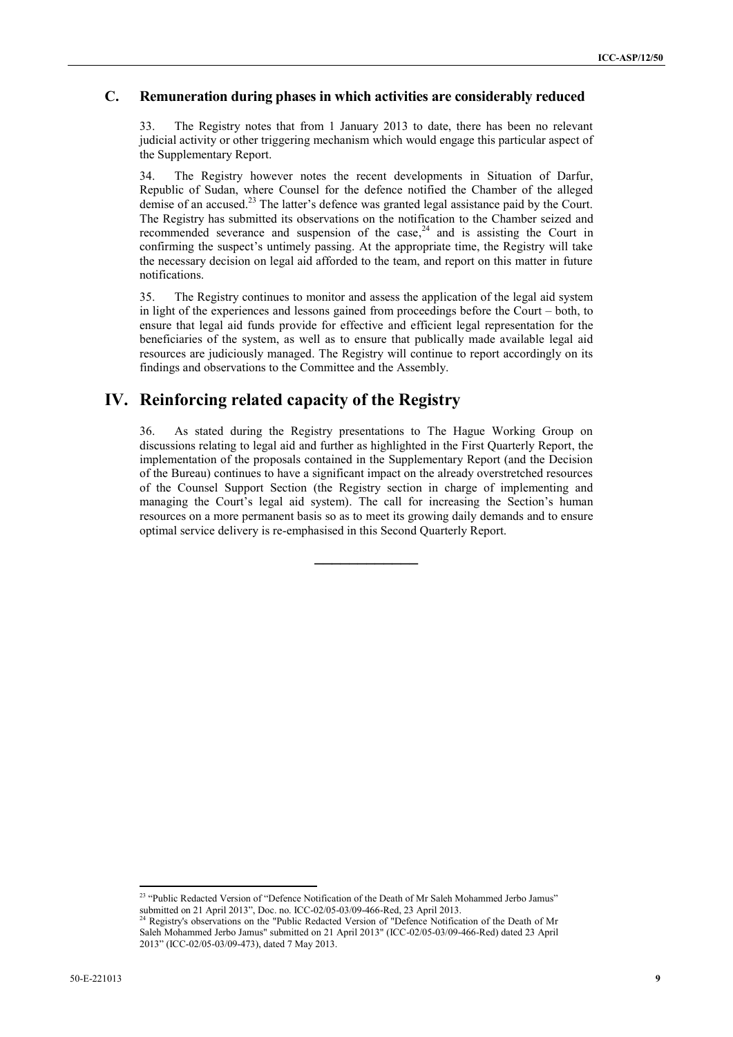## C. Remuneration during phases in which activities are considerably reduced

33. The Registry notes that from 1 January 2013 to date, there has been no relevant judicial activity or other triggering mechanism which would engage this particular aspect of the Supplementary Report.

34. The Registry however notes the recent developments in Situation of Darfur, Republic of Sudan, where Counsel for the defence notified the Chamber of the alleged demise of an accused.[23] The latter's defence was granted legal assistance paid by the Court. The Registry has submitted its observations on the notification to the Chamber seized and recommended severance and suspension of the case,[24] and is assisting the Court in confirming the suspect's untimely passing. At the appropriate time, the Registry will take the necessary decision on legal aid afforded to the team, and report on this matter in future notifications.

35. The Registry continues to monitor and assess the application of the legal aid system in light of the experiences and lessons gained from proceedings before the Court – both, to ensure that legal aid funds provide for effective and efficient legal representation for the beneficiaries of the system, as well as to ensure that publically made available legal aid resources are judiciously managed. The Registry will continue to report accordingly on its findings and observations to the Committee and the Assembly.

# IV. Reinforcing related capacity of the Registry

36. As stated during the Registry presentations to The Hague Working Group on discussions relating to legal aid and further as highlighted in the First Quarterly Report, the implementation of the proposals contained in the Supplementary Report (and the Decision of the Bureau) continues to have a significant impact on the already overstretched resources of the Counsel Support Section (the Registry section in charge of implementing and managing the Court's legal aid system). The call for increasing the Section's human resources on a more permanent basis so as to meet its growing daily demands and to ensure optimal service delivery is re-emphasised in this Second Quarterly Report.

---

[23] "Public Redacted Version of "Defence Notification of the Death of Mr Saleh Mohammed Jerbo Jamus" submitted on 21 April 2013", Doc. no. ICC-02/05-03/09-466-Red, 23 April 2013.

[24] Registry's observations on the "Public Redacted Version of "Defence Notification of the Death of Mr Saleh Mohammed Jerbo Jamus" submitted on 21 April 2013" (ICC-02/05-03/09-466-Red) dated 23 April 2013" (ICC-02/05-03/09-473), dated 7 May 2013.